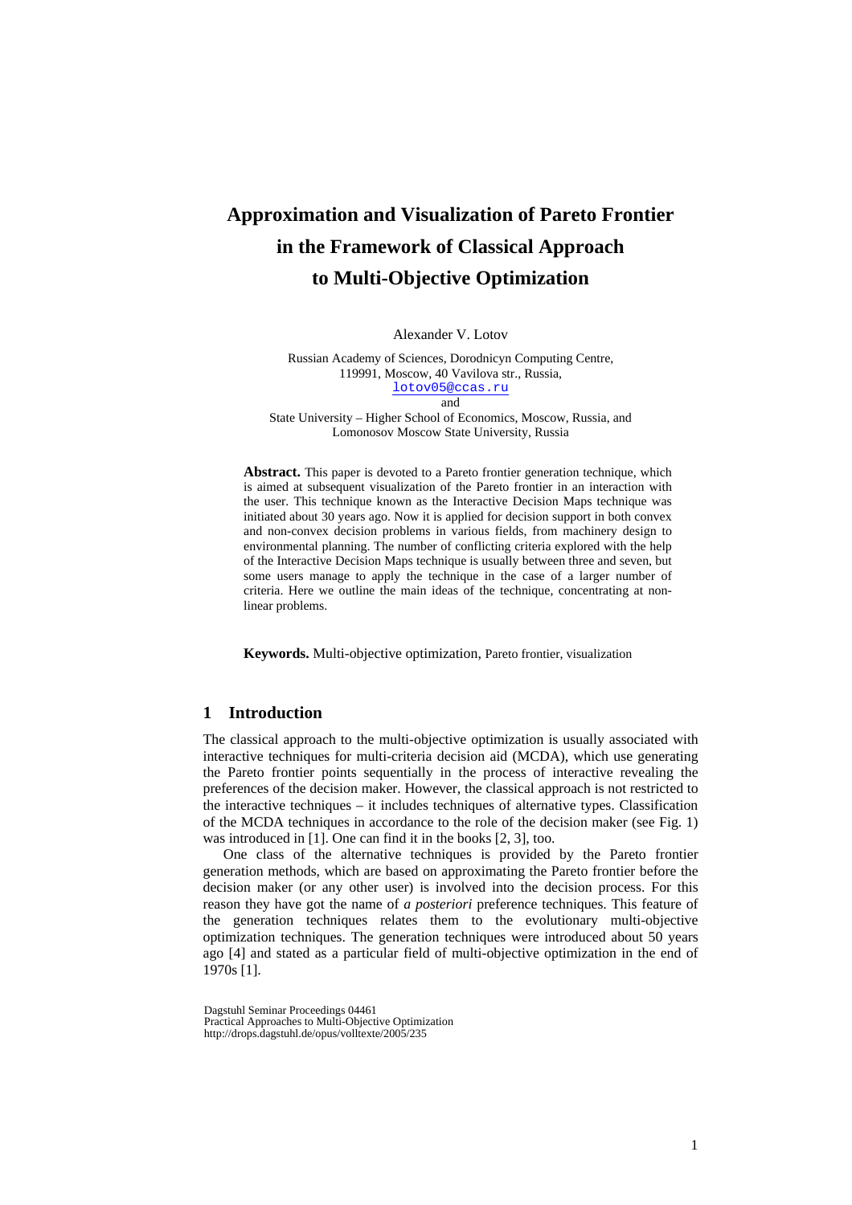# Approximation and Visualization of Pareto Frontier in the Framework of Classical Approach to Multi-Objective Optimization

Alexander V. Lotov

Russian Academy of Sciences, Dorodnicyn Computing Centre,
119991, Moscow, 40 Vavilova str., Russia,
lotov05@ccas.ru
and
State University – Higher School of Economics, Moscow, Russia, and
Lomonosov Moscow State University, Russia

**Abstract.** This paper is devoted to a Pareto frontier generation technique, which is aimed at subsequent visualization of the Pareto frontier in an interaction with the user. This technique known as the Interactive Decision Maps technique was initiated about 30 years ago. Now it is applied for decision support in both convex and non-convex decision problems in various fields, from machinery design to environmental planning. The number of conflicting criteria explored with the help of the Interactive Decision Maps technique is usually between three and seven, but some users manage to apply the technique in the case of a larger number of criteria. Here we outline the main ideas of the technique, concentrating at non-linear problems.

**Keywords.** Multi-objective optimization, Pareto frontier, visualization

## 1 Introduction

The classical approach to the multi-objective optimization is usually associated with interactive techniques for multi-criteria decision aid (MCDA), which use generating the Pareto frontier points sequentially in the process of interactive revealing the preferences of the decision maker. However, the classical approach is not restricted to the interactive techniques – it includes techniques of alternative types. Classification of the MCDA techniques in accordance to the role of the decision maker (see Fig. 1) was introduced in [1]. One can find it in the books [2, 3], too.

One class of the alternative techniques is provided by the Pareto frontier generation methods, which are based on approximating the Pareto frontier before the decision maker (or any other user) is involved into the decision process. For this reason they have got the name of *a posteriori* preference techniques. This feature of the generation techniques relates them to the evolutionary multi-objective optimization techniques. The generation techniques were introduced about 50 years ago [4] and stated as a particular field of multi-objective optimization in the end of 1970s [1].

Dagstuhl Seminar Proceedings 04461
Practical Approaches to Multi-Objective Optimization
http://drops.dagstuhl.de/opus/volltexte/2005/235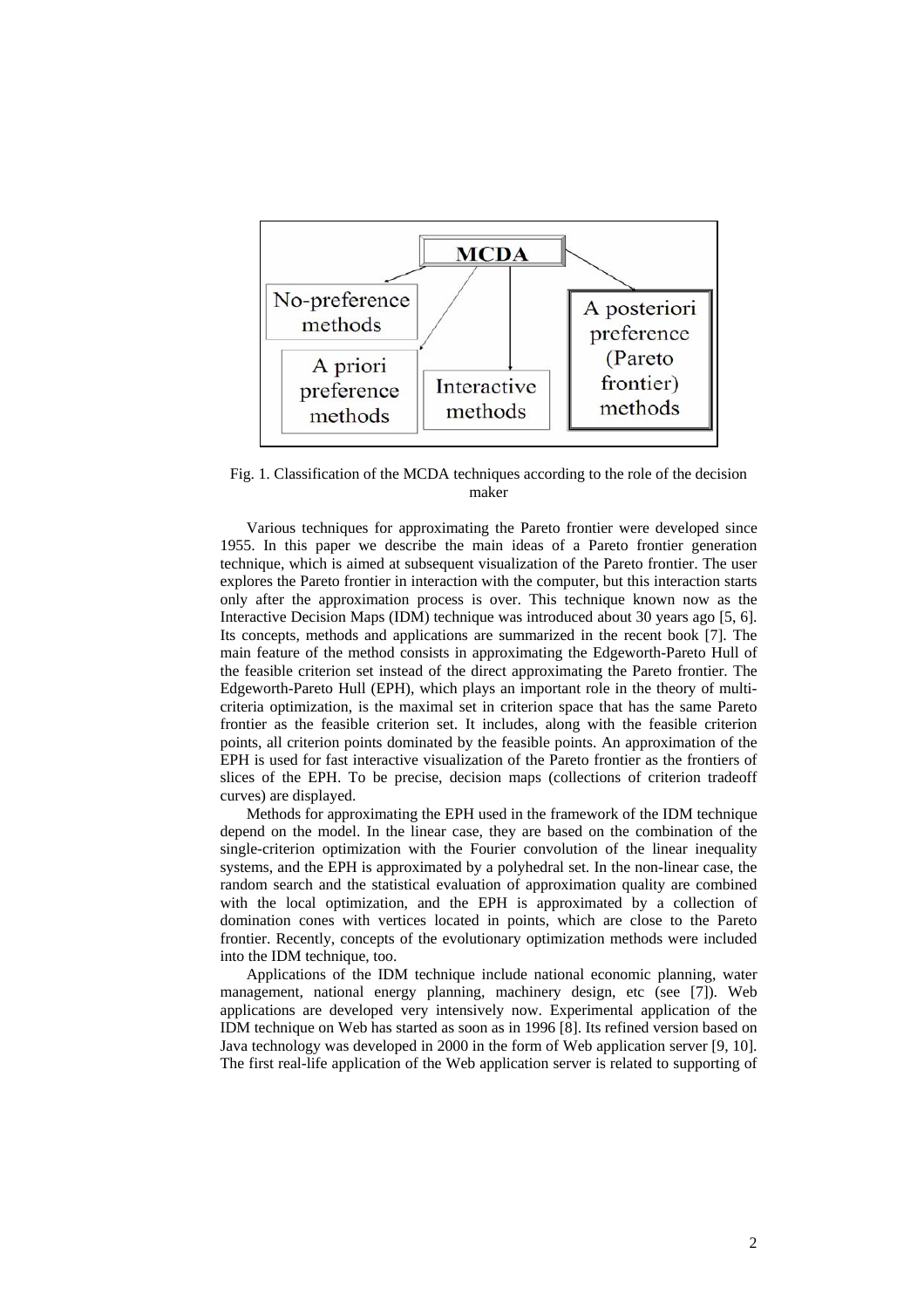MCDA

No-preference methods

A priori preference methods

Interactive methods

A posteriori preference (Pareto frontier) methods

Fig. 1. Classification of the MCDA techniques according to the role of the decision maker

Various techniques for approximating the Pareto frontier were developed since 1955. In this paper we describe the main ideas of a Pareto frontier generation technique, which is aimed at subsequent visualization of the Pareto frontier. The user explores the Pareto frontier in interaction with the computer, but this interaction starts only after the approximation process is over. This technique known now as the Interactive Decision Maps (IDM) technique was introduced about 30 years ago [5, 6]. Its concepts, methods and applications are summarized in the recent book [7]. The main feature of the method consists in approximating the Edgeworth-Pareto Hull of the feasible criterion set instead of the direct approximating the Pareto frontier. The Edgeworth-Pareto Hull (EPH), which plays an important role in the theory of multi-criteria optimization, is the maximal set in criterion space that has the same Pareto frontier as the feasible criterion set. It includes, along with the feasible criterion points, all criterion points dominated by the feasible points. An approximation of the EPH is used for fast interactive visualization of the Pareto frontier as the frontiers of slices of the EPH. To be precise, decision maps (collections of criterion tradeoff curves) are displayed.

Methods for approximating the EPH used in the framework of the IDM technique depend on the model. In the linear case, they are based on the combination of the single-criterion optimization with the Fourier convolution of the linear inequality systems, and the EPH is approximated by a polyhedral set. In the non-linear case, the random search and the statistical evaluation of approximation quality are combined with the local optimization, and the EPH is approximated by a collection of domination cones with vertices located in points, which are close to the Pareto frontier. Recently, concepts of the evolutionary optimization methods were included into the IDM technique, too.

Applications of the IDM technique include national economic planning, water management, national energy planning, machinery design, etc (see [7]). Web applications are developed very intensively now. Experimental application of the IDM technique on Web has started as soon as in 1996 [8]. Its refined version based on Java technology was developed in 2000 in the form of Web application server [9, 10]. The first real-life application of the Web application server is related to supporting of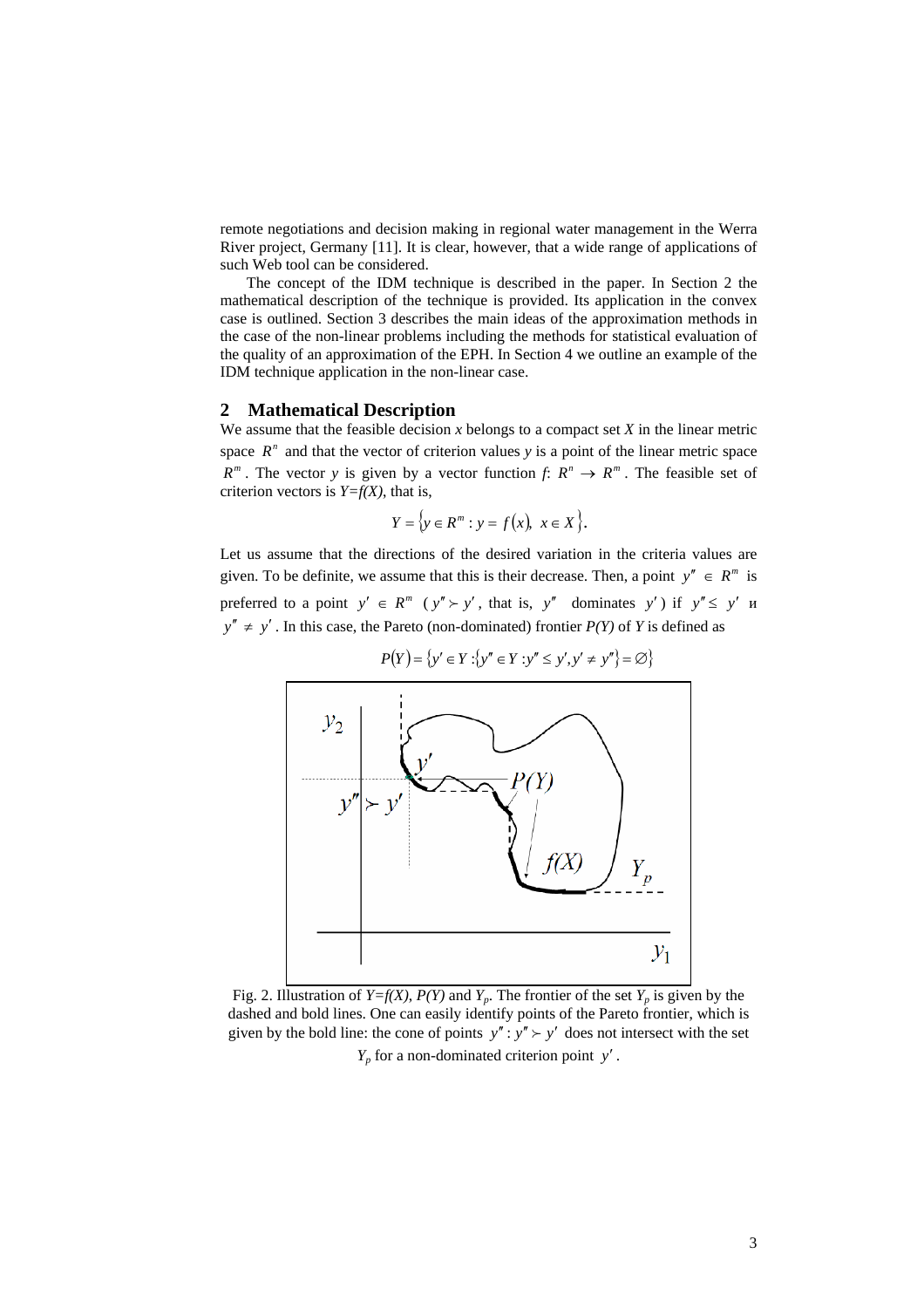remote negotiations and decision making in regional water management in the Werra River project, Germany [11]. It is clear, however, that a wide range of applications of such Web tool can be considered.

The concept of the IDM technique is described in the paper. In Section 2 the mathematical description of the technique is provided. Its application in the convex case is outlined. Section 3 describes the main ideas of the approximation methods in the case of the non-linear problems including the methods for statistical evaluation of the quality of an approximation of the EPH. In Section 4 we outline an example of the IDM technique application in the non-linear case.

## 2 Mathematical Description

We assume that the feasible decision $x$ belongs to a compact set $X$ in the linear metric space $R^n$ and that the vector of criterion values $y$ is a point of the linear metric space $R^m$. The vector $y$ is given by a vector function $f$: $R^n \to R^m$. The feasible set of criterion vectors is $Y=f(X)$, that is,

$$Y = \{y \in R^m : y = f(x),\ x \in X\}.$$

Let us assume that the directions of the desired variation in the criteria values are given. To be definite, we assume that this is their decrease. Then, a point $y'' \in R^m$ is preferred to a point $y' \in R^m$ ($y'' \succ y'$, that is, $y''$ dominates $y'$) if $y'' \le y'$ и $y'' \ne y'$. In this case, the Pareto (non-dominated) frontier $P(Y)$ of $Y$ is defined as

$$P(Y) = \{y' \in Y : \{y'' \in Y : y'' \le y', y' \ne y''\} = \varnothing\}$$

Fig. 2. Illustration of $Y=f(X)$, $P(Y)$ and $Y_p$. The frontier of the set $Y_p$ is given by the dashed and bold lines. One can easily identify points of the Pareto frontier, which is given by the bold line: the cone of points $y'' : y'' \succ y'$ does not intersect with the set $Y_p$ for a non-dominated criterion point $y'$.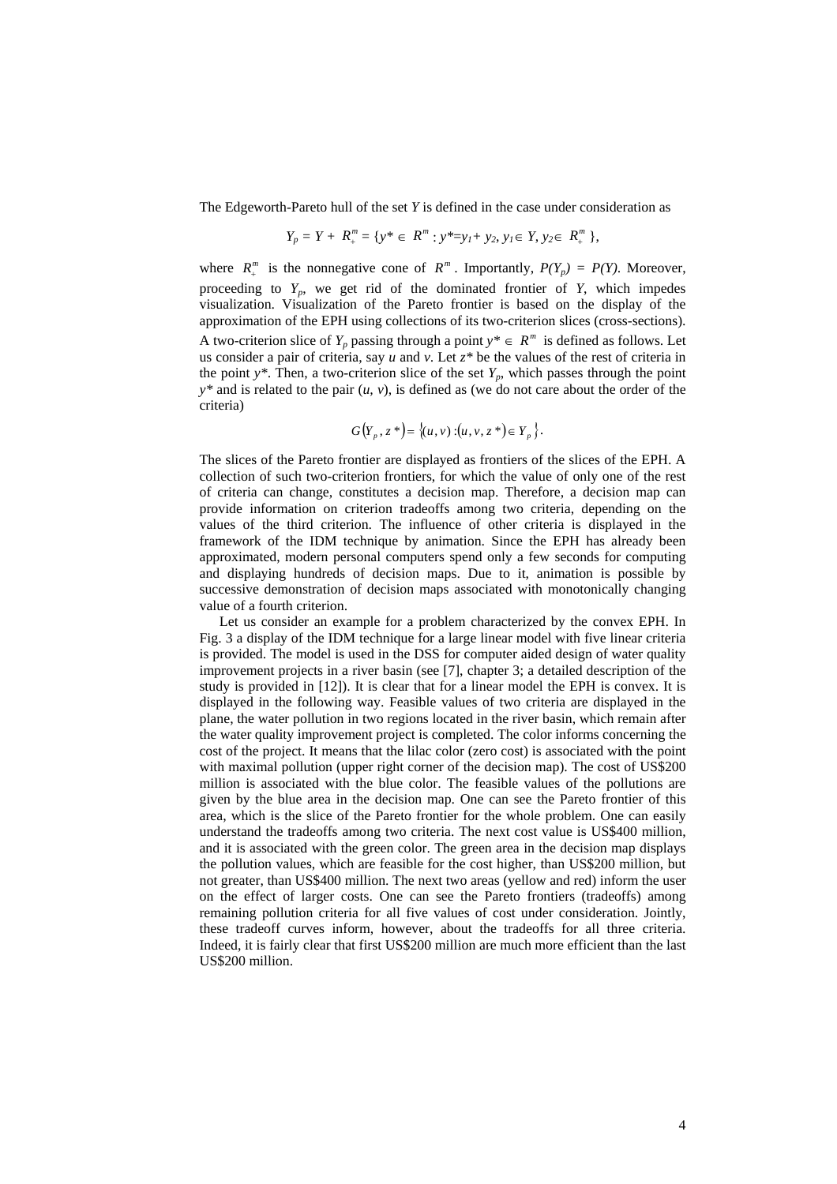The Edgeworth-Pareto hull of the set $Y$ is defined in the case under consideration as

$$Y_p = Y + R^m_+ = \{y^* \in R^m : y^* = y_1 + y_2, y_1 \in Y, y_2 \in R^m_+\},$$

where $R^m_+$ is the nonnegative cone of $R^m$. Importantly, $P(Y_p) = P(Y)$. Moreover, proceeding to $Y_p$, we get rid of the dominated frontier of $Y$, which impedes visualization. Visualization of the Pareto frontier is based on the display of the approximation of the EPH using collections of its two-criterion slices (cross-sections). A two-criterion slice of $Y_p$ passing through a point $y^* \in R^m$ is defined as follows. Let us consider a pair of criteria, say $u$ and $v$. Let $z^*$ be the values of the rest of criteria in the point $y^*$. Then, a two-criterion slice of the set $Y_p$, which passes through the point $y^*$ and is related to the pair $(u, v)$, is defined as (we do not care about the order of the criteria)

$$G(Y_p, z^*) = \{(u, v) : (u, v, z^*) \in Y_p\}.$$

The slices of the Pareto frontier are displayed as frontiers of the slices of the EPH. A collection of such two-criterion frontiers, for which the value of only one of the rest of criteria can change, constitutes a decision map. Therefore, a decision map can provide information on criterion tradeoffs among two criteria, depending on the values of the third criterion. The influence of other criteria is displayed in the framework of the IDM technique by animation. Since the EPH has already been approximated, modern personal computers spend only a few seconds for computing and displaying hundreds of decision maps. Due to it, animation is possible by successive demonstration of decision maps associated with monotonically changing value of a fourth criterion.

Let us consider an example for a problem characterized by the convex EPH. In Fig. 3 a display of the IDM technique for a large linear model with five linear criteria is provided. The model is used in the DSS for computer aided design of water quality improvement projects in a river basin (see [7], chapter 3; a detailed description of the study is provided in [12]). It is clear that for a linear model the EPH is convex. It is displayed in the following way. Feasible values of two criteria are displayed in the plane, the water pollution in two regions located in the river basin, which remain after the water quality improvement project is completed. The color informs concerning the cost of the project. It means that the lilac color (zero cost) is associated with the point with maximal pollution (upper right corner of the decision map). The cost of US$200 million is associated with the blue color. The feasible values of the pollutions are given by the blue area in the decision map. One can see the Pareto frontier of this area, which is the slice of the Pareto frontier for the whole problem. One can easily understand the tradeoffs among two criteria. The next cost value is US$400 million, and it is associated with the green color. The green area in the decision map displays the pollution values, which are feasible for the cost higher, than US$200 million, but not greater, than US$400 million. The next two areas (yellow and red) inform the user on the effect of larger costs. One can see the Pareto frontiers (tradeoffs) among remaining pollution criteria for all five values of cost under consideration. Jointly, these tradeoff curves inform, however, about the tradeoffs for all three criteria. Indeed, it is fairly clear that first US$200 million are much more efficient than the last US$200 million.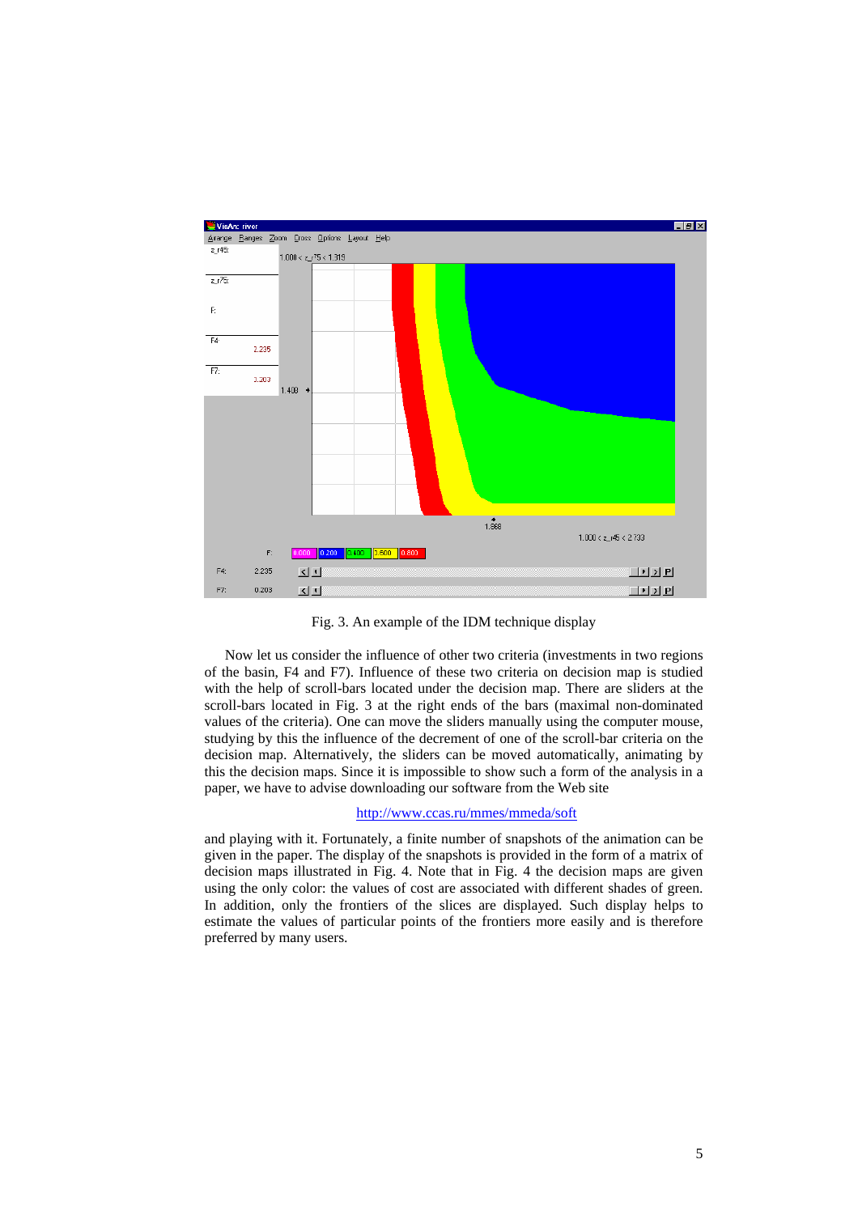Fig. 3. An example of the IDM technique display

Now let us consider the influence of other two criteria (investments in two regions of the basin, F4 and F7). Influence of these two criteria on decision map is studied with the help of scroll-bars located under the decision map. There are sliders at the scroll-bars located in Fig. 3 at the right ends of the bars (maximal non-dominated values of the criteria). One can move the sliders manually using the computer mouse, studying by this the influence of the decrement of one of the scroll-bar criteria on the decision map. Alternatively, the sliders can be moved automatically, animating by this the decision maps. Since it is impossible to show such a form of the analysis in a paper, we have to advise downloading our software from the Web site

http://www.ccas.ru/mmes/mmeda/soft

and playing with it. Fortunately, a finite number of snapshots of the animation can be given in the paper. The display of the snapshots is provided in the form of a matrix of decision maps illustrated in Fig. 4. Note that in Fig. 4 the decision maps are given using the only color: the values of cost are associated with different shades of green. In addition, only the frontiers of the slices are displayed. Such display helps to estimate the values of particular points of the frontiers more easily and is therefore preferred by many users.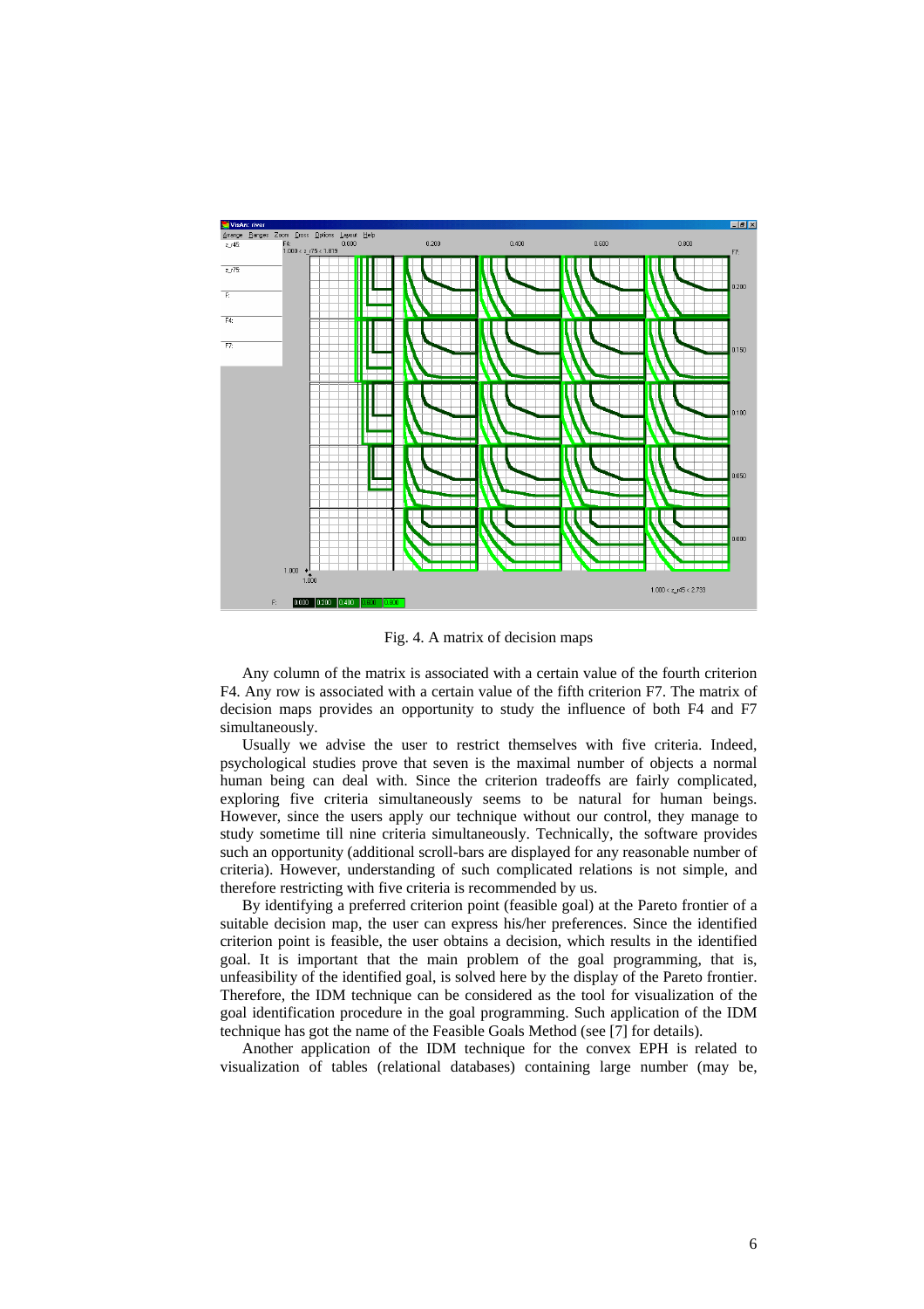Fig. 4. A matrix of decision maps

Any column of the matrix is associated with a certain value of the fourth criterion F4. Any row is associated with a certain value of the fifth criterion F7. The matrix of decision maps provides an opportunity to study the influence of both F4 and F7 simultaneously.

Usually we advise the user to restrict themselves with five criteria. Indeed, psychological studies prove that seven is the maximal number of objects a normal human being can deal with. Since the criterion tradeoffs are fairly complicated, exploring five criteria simultaneously seems to be natural for human beings. However, since the users apply our technique without our control, they manage to study sometime till nine criteria simultaneously. Technically, the software provides such an opportunity (additional scroll-bars are displayed for any reasonable number of criteria). However, understanding of such complicated relations is not simple, and therefore restricting with five criteria is recommended by us.

By identifying a preferred criterion point (feasible goal) at the Pareto frontier of a suitable decision map, the user can express his/her preferences. Since the identified criterion point is feasible, the user obtains a decision, which results in the identified goal. It is important that the main problem of the goal programming, that is, unfeasibility of the identified goal, is solved here by the display of the Pareto frontier. Therefore, the IDM technique can be considered as the tool for visualization of the goal identification procedure in the goal programming. Such application of the IDM technique has got the name of the Feasible Goals Method (see [7] for details).

Another application of the IDM technique for the convex EPH is related to visualization of tables (relational databases) containing large number (may be,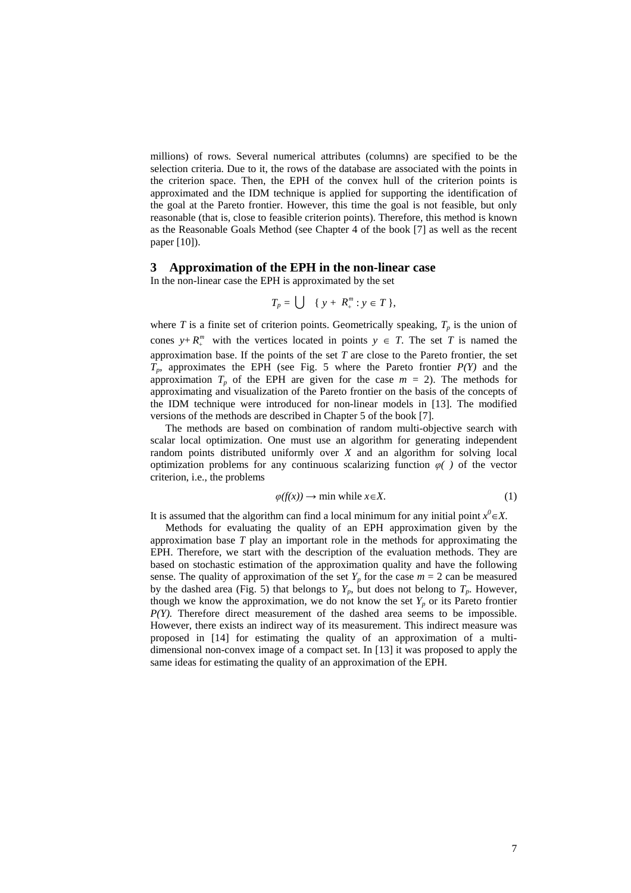millions) of rows. Several numerical attributes (columns) are specified to be the selection criteria. Due to it, the rows of the database are associated with the points in the criterion space. Then, the EPH of the convex hull of the criterion points is approximated and the IDM technique is applied for supporting the identification of the goal at the Pareto frontier. However, this time the goal is not feasible, but only reasonable (that is, close to feasible criterion points). Therefore, this method is known as the Reasonable Goals Method (see Chapter 4 of the book [7] as well as the recent paper [10]).

## 3 Approximation of the EPH in the non-linear case

In the non-linear case the EPH is approximated by the set

$$T_p = \bigcup \; \{ y + R_+^m : y \in T \},$$

where $T$ is a finite set of criterion points. Geometrically speaking, $T_p$ is the union of cones $y+R_+^m$ with the vertices located in points $y \in T$. The set $T$ is named the approximation base. If the points of the set $T$ are close to the Pareto frontier, the set $T_p$, approximates the EPH (see Fig. 5 where the Pareto frontier $P(Y)$ and the approximation $T_p$ of the EPH are given for the case $m = 2$). The methods for approximating and visualization of the Pareto frontier on the basis of the concepts of the IDM technique were introduced for non-linear models in [13]. The modified versions of the methods are described in Chapter 5 of the book [7].

The methods are based on combination of random multi-objective search with scalar local optimization. One must use an algorithm for generating independent random points distributed uniformly over $X$ and an algorithm for solving local optimization problems for any continuous scalarizing function $\varphi(\,)$ of the vector criterion, i.e., the problems

$$\varphi(f(x)) \rightarrow \min \text{ while } x \in X. \tag{1}$$

It is assumed that the algorithm can find a local minimum for any initial point $x^0 \in X$.

Methods for evaluating the quality of an EPH approximation given by the approximation base $T$ play an important role in the methods for approximating the EPH. Therefore, we start with the description of the evaluation methods. They are based on stochastic estimation of the approximation quality and have the following sense. The quality of approximation of the set $Y_p$ for the case $m = 2$ can be measured by the dashed area (Fig. 5) that belongs to $Y_p$, but does not belong to $T_p$. However, though we know the approximation, we do not know the set $Y_p$ or its Pareto frontier $P(Y)$. Therefore direct measurement of the dashed area seems to be impossible. However, there exists an indirect way of its measurement. This indirect measure was proposed in [14] for estimating the quality of an approximation of a multi-dimensional non-convex image of a compact set. In [13] it was proposed to apply the same ideas for estimating the quality of an approximation of the EPH.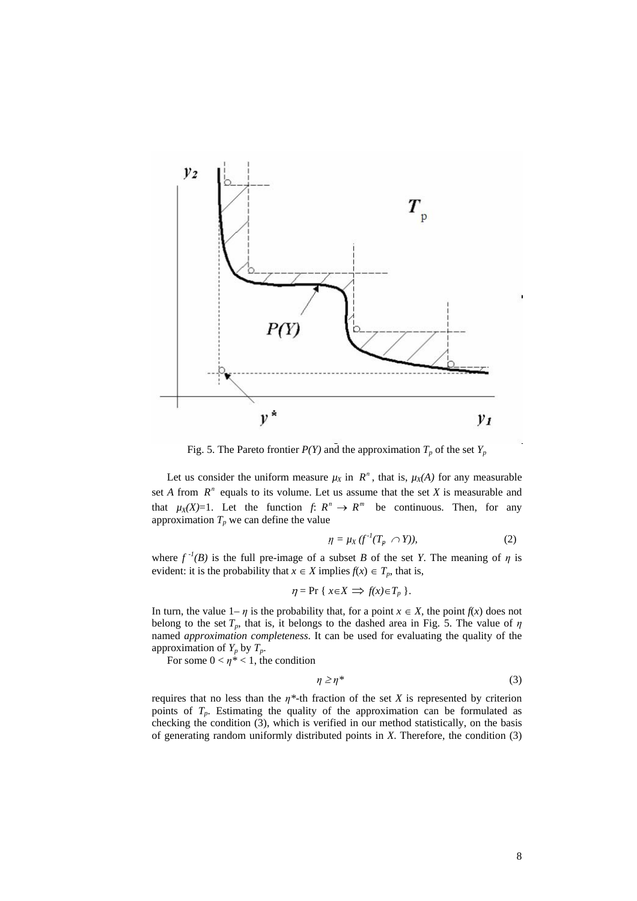Fig. 5. The Pareto frontier $P(Y)$ and the approximation $T_p$ of the set $Y_p$

Let us consider the uniform measure $\mu_X$ in $R^n$, that is, $\mu_X(A)$ for any measurable set $A$ from $R^n$ equals to its volume. Let us assume that the set $X$ is measurable and that $\mu_X(X)=1$. Let the function $f$: $R^n \rightarrow R^m$ be continuous. Then, for any approximation $T_p$ we can define the value

$$\eta = \mu_X (f^{-1}(T_p \cap Y)), \tag{2}$$

where $f^{-1}(B)$ is the full pre-image of a subset $B$ of the set $Y$. The meaning of $\eta$ is evident: it is the probability that $x \in X$ implies $f(x) \in T_p$, that is,

$$\eta = \Pr \{ x \in X \Rightarrow f(x) \in T_p \}.$$

In turn, the value $1 - \eta$ is the probability that, for a point $x \in X$, the point $f(x)$ does not belong to the set $T_p$, that is, it belongs to the dashed area in Fig. 5. The value of $\eta$ named *approximation completeness*. It can be used for evaluating the quality of the approximation of $Y_p$ by $T_p$.

For some $0 < \eta^* < 1$, the condition

$$\eta \geq \eta^* \tag{3}$$

requires that no less than the $\eta^*$-th fraction of the set $X$ is represented by criterion points of $T_p$. Estimating the quality of the approximation can be formulated as checking the condition (3), which is verified in our method statistically, on the basis of generating random uniformly distributed points in $X$. Therefore, the condition (3)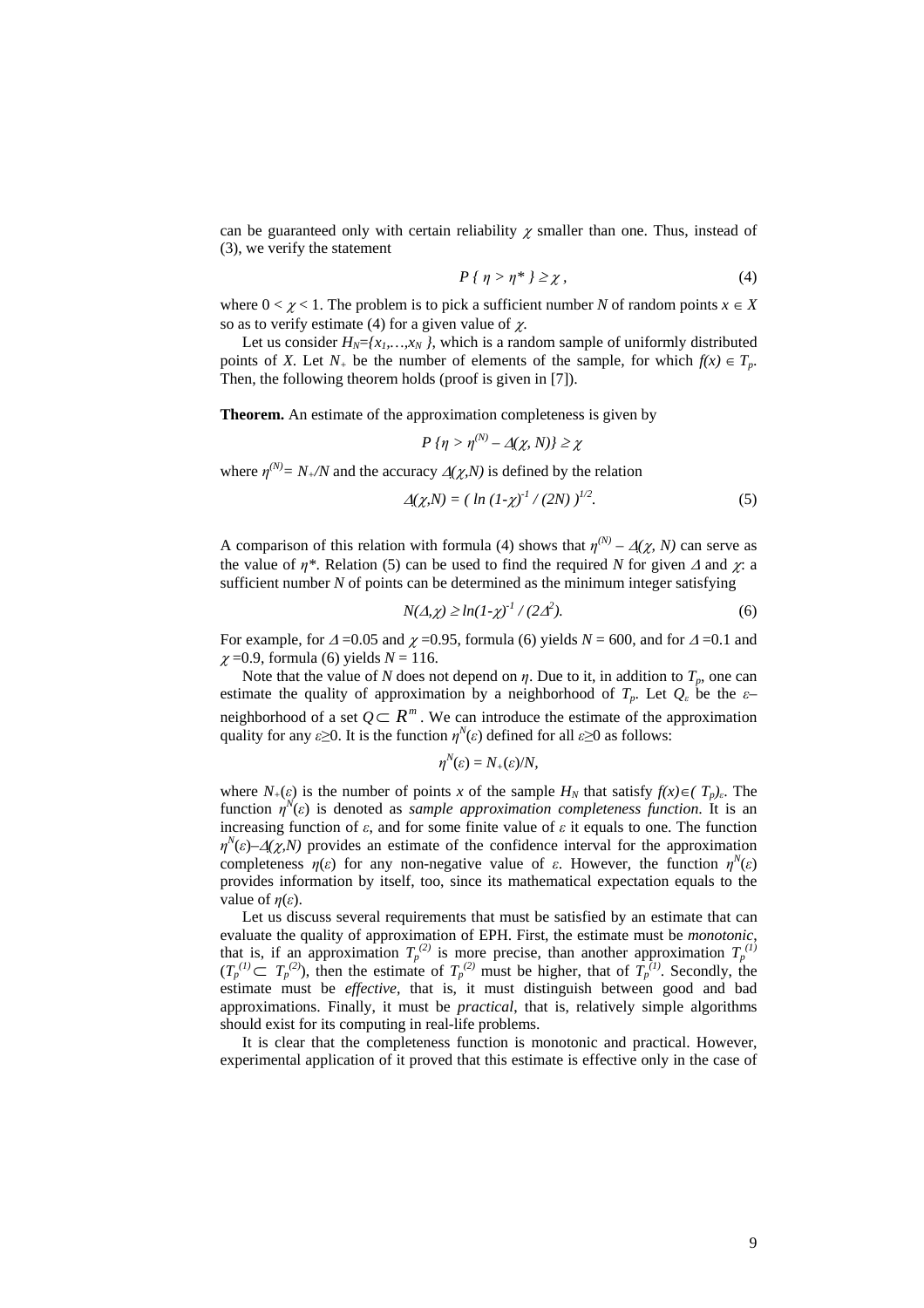can be guaranteed only with certain reliability $\chi$ smaller than one. Thus, instead of (3), we verify the statement

$$P\{\ \eta > \eta^*\ \} \geq \chi\ , \tag{4}$$

where $0 < \chi < 1$. The problem is to pick a sufficient number $N$ of random points $x \in X$ so as to verify estimate (4) for a given value of $\chi$.

Let us consider $H_N=\{x_1,\ldots,x_N\}$, which is a random sample of uniformly distributed points of $X$. Let $N_+$ be the number of elements of the sample, for which $f(x) \in T_p$. Then, the following theorem holds (proof is given in [7]).

**Theorem.** An estimate of the approximation completeness is given by

$$P\{\eta > \eta^{(N)} - \Delta(\chi, N)\} \geq \chi$$

where $\eta^{(N)}= N_+/N$ and the accuracy $\Delta(\chi,N)$ is defined by the relation

$$\Delta(\chi,N) = (\ ln\ (1-\chi)^{-1} / (2N)\ )^{1/2}. \tag{5}$$

A comparison of this relation with formula (4) shows that $\eta^{(N)} - \Delta(\chi, N)$ can serve as the value of $\eta^*$. Relation (5) can be used to find the required $N$ for given $\Delta$ and $\chi$: a sufficient number $N$ of points can be determined as the minimum integer satisfying

$$N(\Delta,\chi) \geq ln(1-\chi)^{-1} / (2\Delta^2). \tag{6}$$

For example, for $\Delta$ =0.05 and $\chi$ =0.95, formula (6) yields $N$ = 600, and for $\Delta$ =0.1 and $\chi$ =0.9, formula (6) yields $N$ = 116.

Note that the value of $N$ does not depend on $\eta$. Due to it, in addition to $T_p$, one can estimate the quality of approximation by a neighborhood of $T_p$. Let $Q_\varepsilon$ be the $\varepsilon$–neighborhood of a set $Q \subset R^m$. We can introduce the estimate of the approximation quality for any $\varepsilon\geq 0$. It is the function $\eta^N(\varepsilon)$ defined for all $\varepsilon\geq 0$ as follows:

$$\eta^N(\varepsilon) = N_+(\varepsilon)/N,$$

where $N_+(\varepsilon)$ is the number of points $x$ of the sample $H_N$ that satisfy $f(x)\in(T_p)_\varepsilon$. The function $\eta^N(\varepsilon)$ is denoted as *sample approximation completeness function*. It is an increasing function of $\varepsilon$, and for some finite value of $\varepsilon$ it equals to one. The function $\eta^N(\varepsilon)-\Delta(\chi,N)$ provides an estimate of the confidence interval for the approximation completeness $\eta(\varepsilon)$ for any non-negative value of $\varepsilon$. However, the function $\eta^N(\varepsilon)$ provides information by itself, too, since its mathematical expectation equals to the value of $\eta(\varepsilon)$.

Let us discuss several requirements that must be satisfied by an estimate that can evaluate the quality of approximation of EPH. First, the estimate must be *monotonic*, that is, if an approximation $T_p^{(2)}$ is more precise, than another approximation $T_p^{(1)}$ ($T_p^{(1)} \subset T_p^{(2)}$), then the estimate of $T_p^{(2)}$ must be higher, that of $T_p^{(1)}$. Secondly, the estimate must be *effective*, that is, it must distinguish between good and bad approximations. Finally, it must be *practical*, that is, relatively simple algorithms should exist for its computing in real-life problems.

It is clear that the completeness function is monotonic and practical. However, experimental application of it proved that this estimate is effective only in the case of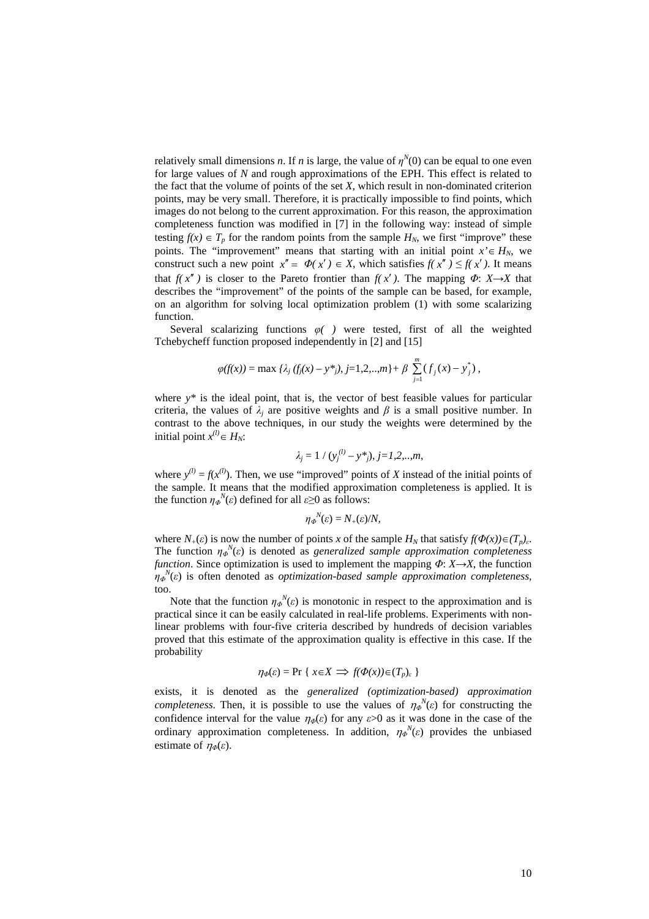relatively small dimensions $n$. If $n$ is large, the value of $\eta^N(0)$ can be equal to one even for large values of $N$ and rough approximations of the EPH. This effect is related to the fact that the volume of points of the set $X$, which result in non-dominated criterion points, may be very small. Therefore, it is practically impossible to find points, which images do not belong to the current approximation. For this reason, the approximation completeness function was modified in [7] in the following way: instead of simple testing $f(x) \in T_p$ for the random points from the sample $H_N$, we first "improve" these points. The "improvement" means that starting with an initial point $x' \in H_N$, we construct such a new point $x'' = \Phi(x') \in X$, which satisfies $f(x'') \le f(x')$. It means that $f(x'')$ is closer to the Pareto frontier than $f(x')$. The mapping $\Phi$: $X \to X$ that describes the "improvement" of the points of the sample can be based, for example, on an algorithm for solving local optimization problem (1) with some scalarizing function.

Several scalarizing functions $\varphi(\ )$ were tested, first of all the weighted Tchebycheff function proposed independently in [2] and [15]

$$\varphi(f(x)) = \max \{\lambda_j (f_j(x) - y^*_j),\ j=1,2,..,m\} + \beta \sum_{j=1}^{m} (f_j(x) - y^*_j),$$

where $y^*$ is the ideal point, that is, the vector of best feasible values for particular criteria, the values of $\lambda_j$ are positive weights and $\beta$ is a small positive number. In contrast to the above techniques, in our study the weights were determined by the initial point $x^{(l)} \in H_N$:

$$\lambda_j = 1 / (y_j^{(l)} - y^*_j),\ j=1,2,..,m,$$

where $y^{(l)} = f(x^{(l)})$. Then, we use "improved" points of $X$ instead of the initial points of the sample. It means that the modified approximation completeness is applied. It is the function $\eta_\Phi^N(\varepsilon)$ defined for all $\varepsilon \ge 0$ as follows:

$$\eta_\Phi^N(\varepsilon) = N_+(\varepsilon)/N,$$

where $N_+(\varepsilon)$ is now the number of points $x$ of the sample $H_N$ that satisfy $f(\Phi(x)) \in (T_p)_\varepsilon$. The function $\eta_\Phi^N(\varepsilon)$ is denoted as *generalized sample approximation completeness function*. Since optimization is used to implement the mapping $\Phi$: $X \to X$, the function $\eta_\Phi^N(\varepsilon)$ is often denoted as *optimization-based sample approximation completeness*, too.

Note that the function $\eta_\Phi^N(\varepsilon)$ is monotonic in respect to the approximation and is practical since it can be easily calculated in real-life problems. Experiments with non-linear problems with four-five criteria described by hundreds of decision variables proved that this estimate of the approximation quality is effective in this case. If the probability

$$\eta_\Phi(\varepsilon) = \Pr \{ x \in X \implies f(\Phi(x)) \in (T_p)_\varepsilon \}$$

exists, it is denoted as the *generalized (optimization-based) approximation completeness*. Then, it is possible to use the values of $\eta_\Phi^N(\varepsilon)$ for constructing the confidence interval for the value $\eta_\Phi(\varepsilon)$ for any $\varepsilon > 0$ as it was done in the case of the ordinary approximation completeness. In addition, $\eta_\Phi^N(\varepsilon)$ provides the unbiased estimate of $\eta_\Phi(\varepsilon)$.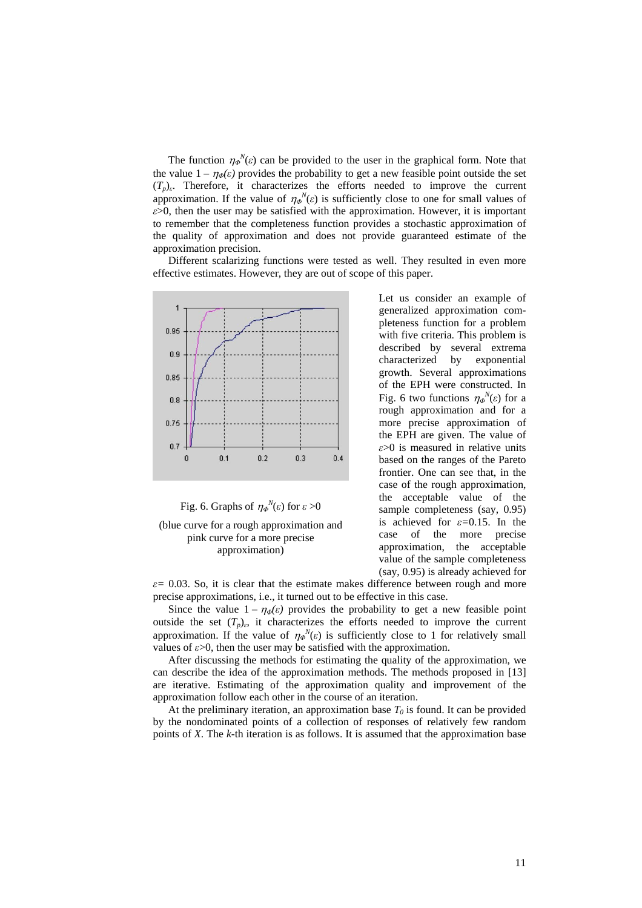The function $\eta_{\Phi}^{N}(\varepsilon)$ can be provided to the user in the graphical form. Note that the value $1 - \eta_{\Phi}(\varepsilon)$ provides the probability to get a new feasible point outside the set $(T_p)_\varepsilon$. Therefore, it characterizes the efforts needed to improve the current approximation. If the value of $\eta_{\Phi}^{N}(\varepsilon)$ is sufficiently close to one for small values of $\varepsilon>0$, then the user may be satisfied with the approximation. However, it is important to remember that the completeness function provides a stochastic approximation of the quality of approximation and does not provide guaranteed estimate of the approximation precision.

Different scalarizing functions were tested as well. They resulted in even more effective estimates. However, they are out of scope of this paper.

Fig. 6. Graphs of $\eta_{\Phi}^{N}(\varepsilon)$ for $\varepsilon>0$

(blue curve for a rough approximation and pink curve for a more precise approximation)

Let us consider an example of generalized approximation completeness function for a problem with five criteria. This problem is described by several extrema characterized by exponential growth. Several approximations of the EPH were constructed. In Fig. 6 two functions $\eta_{\Phi}^{N}(\varepsilon)$ for a rough approximation and for a more precise approximation of the EPH are given. The value of $\varepsilon>0$ is measured in relative units based on the ranges of the Pareto frontier. One can see that, in the case of the rough approximation, the acceptable value of the sample completeness (say, 0.95) is achieved for $\varepsilon$=0.15. In the case of the more precise approximation, the acceptable value of the sample completeness (say, 0.95) is already achieved for $\varepsilon$= 0.03. So, it is clear that the estimate makes difference between rough and more precise approximations, i.e., it turned out to be effective in this case.

Since the value $1 - \eta_{\Phi}(\varepsilon)$ provides the probability to get a new feasible point outside the set $(T_p)_\varepsilon$, it characterizes the efforts needed to improve the current approximation. If the value of $\eta_{\Phi}^{N}(\varepsilon)$ is sufficiently close to 1 for relatively small values of $\varepsilon>0$, then the user may be satisfied with the approximation.

After discussing the methods for estimating the quality of the approximation, we can describe the idea of the approximation methods. The methods proposed in [13] are iterative. Estimating of the approximation quality and improvement of the approximation follow each other in the course of an iteration.

At the preliminary iteration, an approximation base $T_0$ is found. It can be provided by the nondominated points of a collection of responses of relatively few random points of $X$. The $k$-th iteration is as follows. It is assumed that the approximation base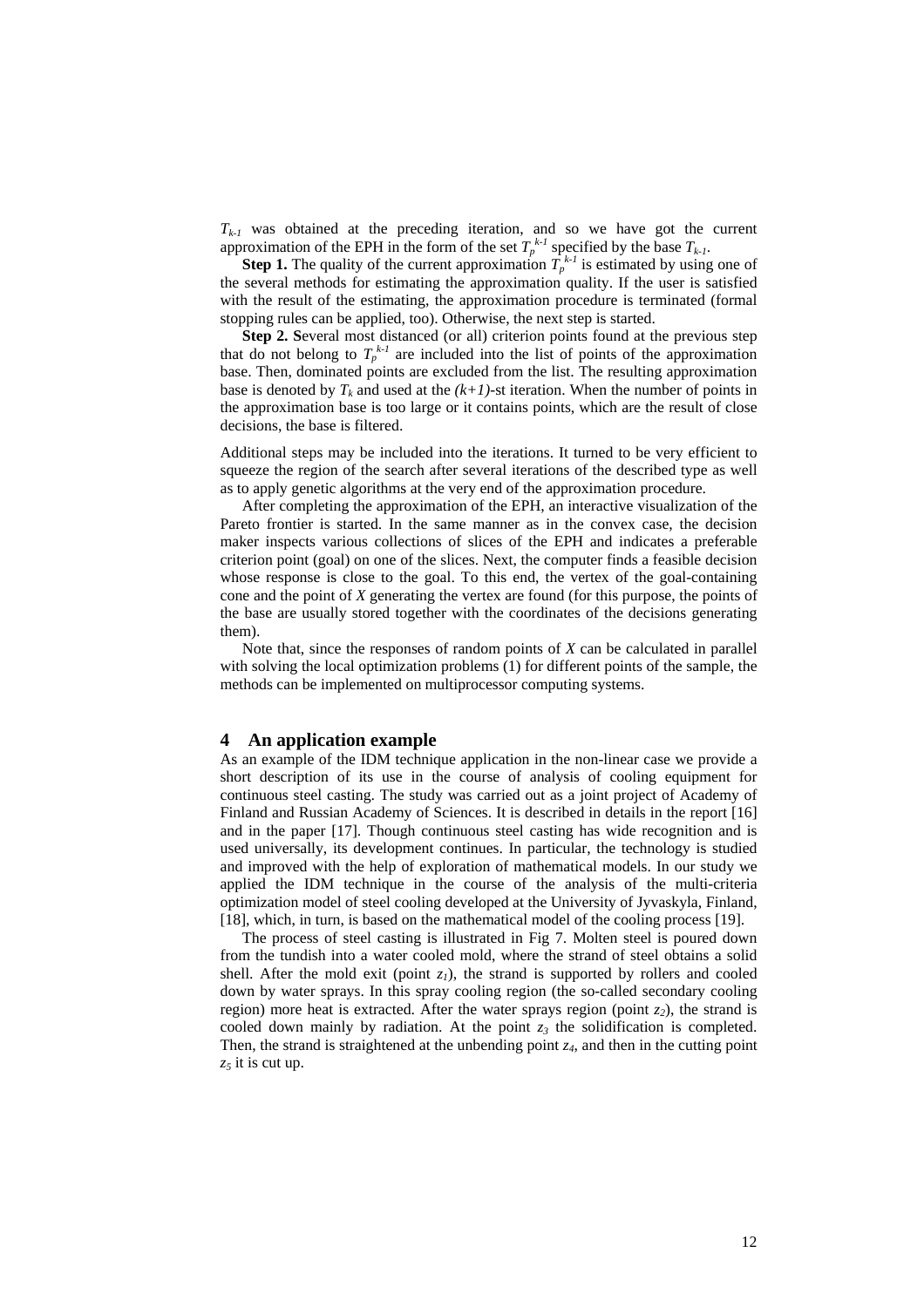$T_{k-1}$ was obtained at the preceding iteration, and so we have got the current approximation of the EPH in the form of the set $T_p^{k-1}$ specified by the base $T_{k-1}$.

**Step 1.** The quality of the current approximation $T_p^{k-1}$ is estimated by using one of the several methods for estimating the approximation quality. If the user is satisfied with the result of the estimating, the approximation procedure is terminated (formal stopping rules can be applied, too). Otherwise, the next step is started.

**Step 2. S**everal most distanced (or all) criterion points found at the previous step that do not belong to $T_p^{k-1}$ are included into the list of points of the approximation base. Then, dominated points are excluded from the list. The resulting approximation base is denoted by $T_k$ and used at the $(k+1)$-st iteration. When the number of points in the approximation base is too large or it contains points, which are the result of close decisions, the base is filtered.

Additional steps may be included into the iterations. It turned to be very efficient to squeeze the region of the search after several iterations of the described type as well as to apply genetic algorithms at the very end of the approximation procedure.

After completing the approximation of the EPH, an interactive visualization of the Pareto frontier is started. In the same manner as in the convex case, the decision maker inspects various collections of slices of the EPH and indicates a preferable criterion point (goal) on one of the slices. Next, the computer finds a feasible decision whose response is close to the goal. To this end, the vertex of the goal-containing cone and the point of $X$ generating the vertex are found (for this purpose, the points of the base are usually stored together with the coordinates of the decisions generating them).

Note that, since the responses of random points of $X$ can be calculated in parallel with solving the local optimization problems (1) for different points of the sample, the methods can be implemented on multiprocessor computing systems.

## 4 An application example

As an example of the IDM technique application in the non-linear case we provide a short description of its use in the course of analysis of cooling equipment for continuous steel casting. The study was carried out as a joint project of Academy of Finland and Russian Academy of Sciences. It is described in details in the report [16] and in the paper [17]. Though continuous steel casting has wide recognition and is used universally, its development continues. In particular, the technology is studied and improved with the help of exploration of mathematical models. In our study we applied the IDM technique in the course of the analysis of the multi-criteria optimization model of steel cooling developed at the University of Jyvaskyla, Finland, [18], which, in turn, is based on the mathematical model of the cooling process [19].

The process of steel casting is illustrated in Fig 7. Molten steel is poured down from the tundish into a water cooled mold, where the strand of steel obtains a solid shell. After the mold exit (point $z_1$), the strand is supported by rollers and cooled down by water sprays. In this spray cooling region (the so-called secondary cooling region) more heat is extracted. After the water sprays region (point $z_2$), the strand is cooled down mainly by radiation. At the point $z_3$ the solidification is completed. Then, the strand is straightened at the unbending point $z_4$, and then in the cutting point $z_5$ it is cut up.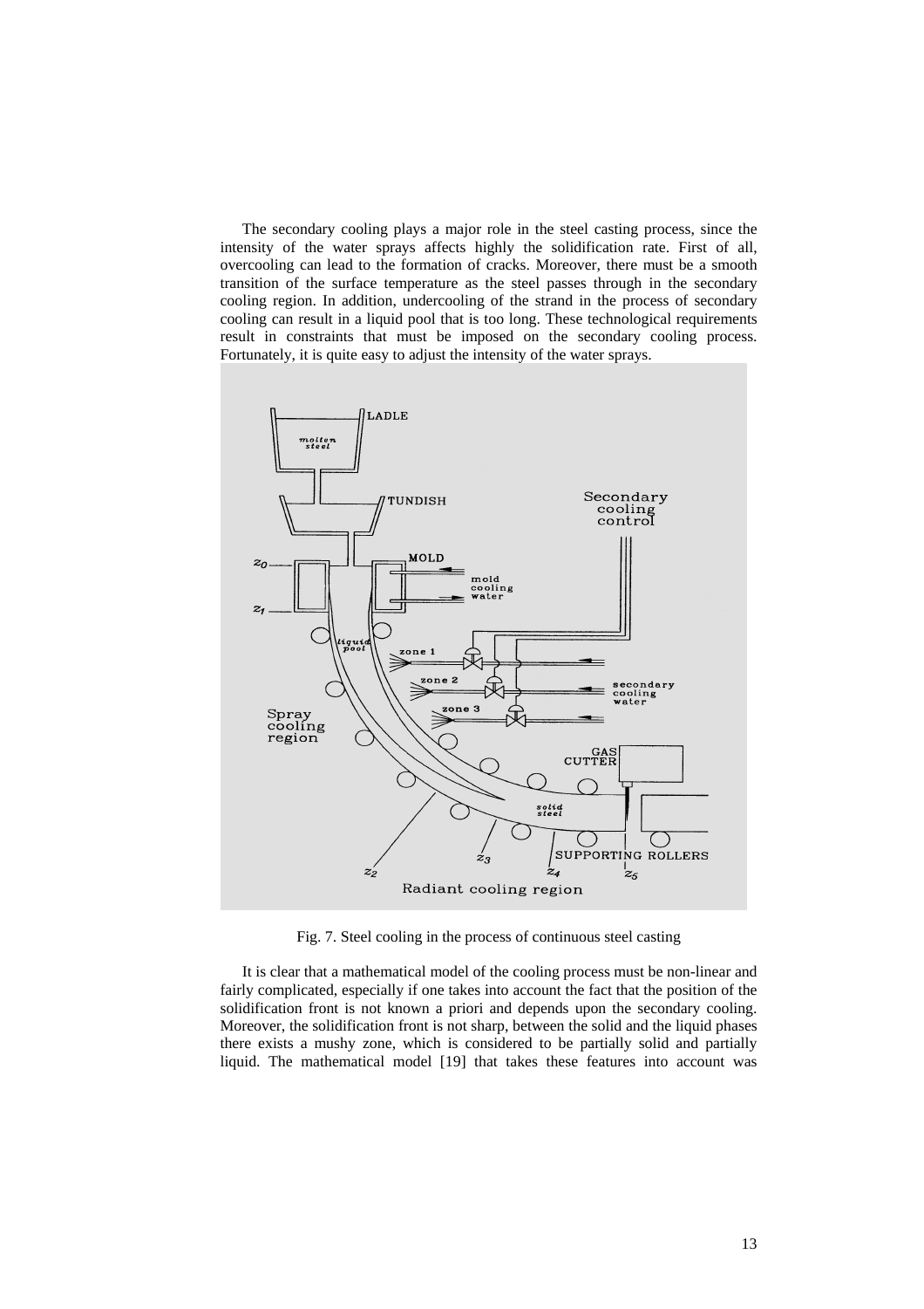The secondary cooling plays a major role in the steel casting process, since the intensity of the water sprays affects highly the solidification rate. First of all, overcooling can lead to the formation of cracks. Moreover, there must be a smooth transition of the surface temperature as the steel passes through in the secondary cooling region. In addition, undercooling of the strand in the process of secondary cooling can result in a liquid pool that is too long. These technological requirements result in constraints that must be imposed on the secondary cooling process. Fortunately, it is quite easy to adjust the intensity of the water sprays.

Fig. 7. Steel cooling in the process of continuous steel casting

It is clear that a mathematical model of the cooling process must be non-linear and fairly complicated, especially if one takes into account the fact that the position of the solidification front is not known a priori and depends upon the secondary cooling. Moreover, the solidification front is not sharp, between the solid and the liquid phases there exists a mushy zone, which is considered to be partially solid and partially liquid. The mathematical model [19] that takes these features into account was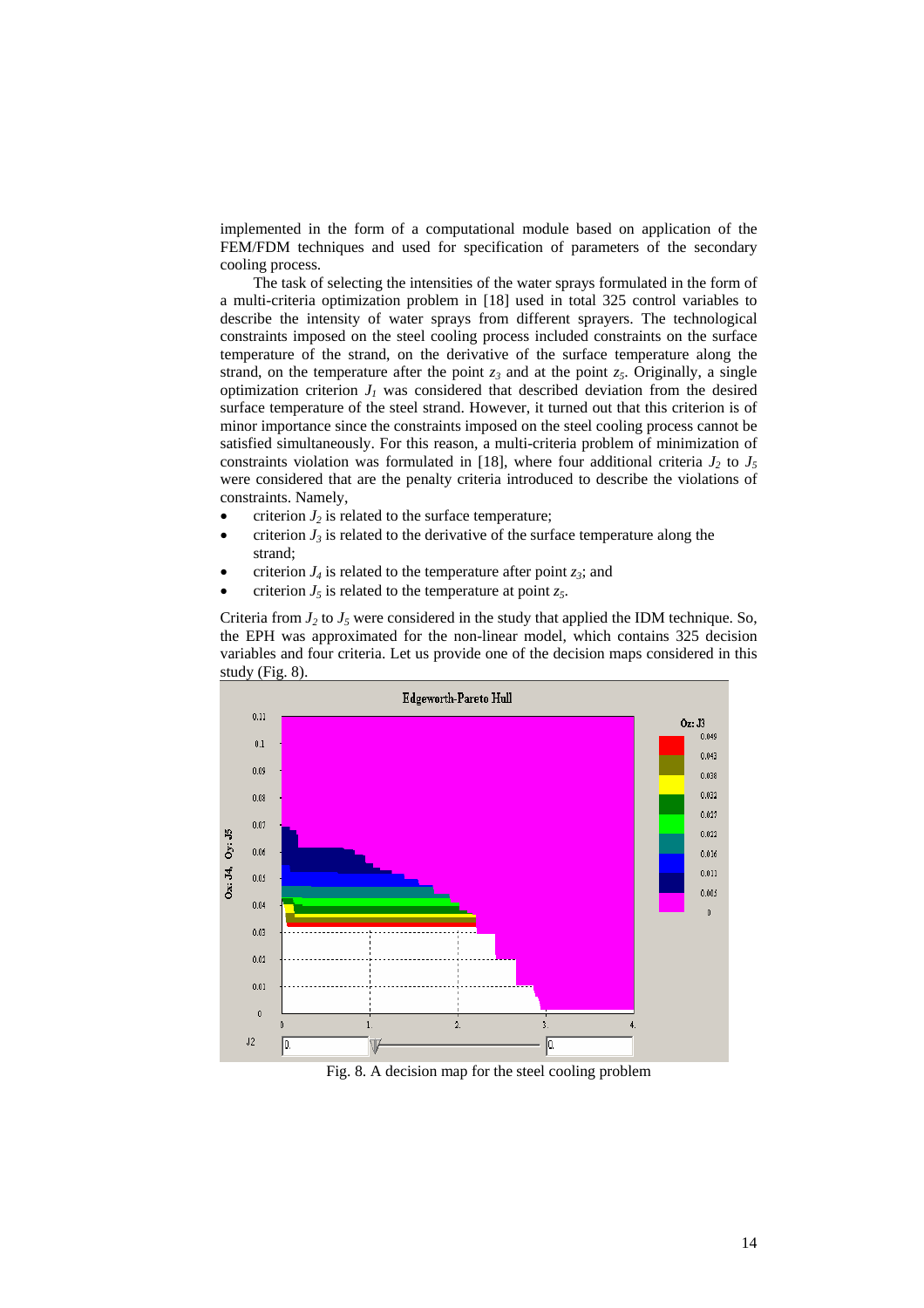implemented in the form of a computational module based on application of the FEM/FDM techniques and used for specification of parameters of the secondary cooling process.

The task of selecting the intensities of the water sprays formulated in the form of a multi-criteria optimization problem in [18] used in total 325 control variables to describe the intensity of water sprays from different sprayers. The technological constraints imposed on the steel cooling process included constraints on the surface temperature of the strand, on the derivative of the surface temperature along the strand, on the temperature after the point $z_3$ and at the point $z_5$. Originally, a single optimization criterion $J_1$ was considered that described deviation from the desired surface temperature of the steel strand. However, it turned out that this criterion is of minor importance since the constraints imposed on the steel cooling process cannot be satisfied simultaneously. For this reason, a multi-criteria problem of minimization of constraints violation was formulated in [18], where four additional criteria $J_2$ to $J_5$ were considered that are the penalty criteria introduced to describe the violations of constraints. Namely,

- criterion $J_2$ is related to the surface temperature;
- criterion $J_3$ is related to the derivative of the surface temperature along the strand;
- criterion $J_4$ is related to the temperature after point $z_3$; and
- criterion $J_5$ is related to the temperature at point $z_5$.

Criteria from $J_2$ to $J_5$ were considered in the study that applied the IDM technique. So, the EPH was approximated for the non-linear model, which contains 325 decision variables and four criteria. Let us provide one of the decision maps considered in this study (Fig. 8).

Fig. 8. A decision map for the steel cooling problem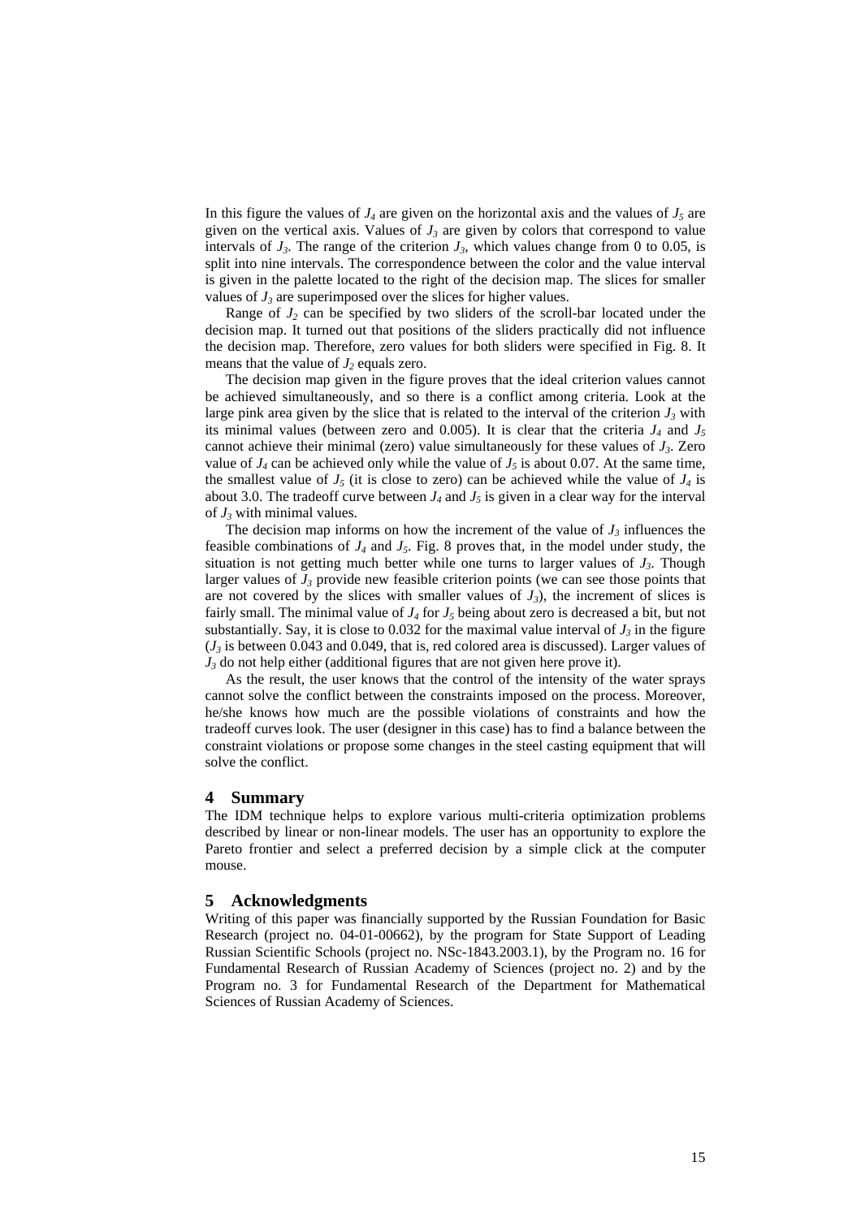In this figure the values of $J_4$ are given on the horizontal axis and the values of $J_5$ are given on the vertical axis. Values of $J_3$ are given by colors that correspond to value intervals of $J_3$. The range of the criterion $J_3$, which values change from 0 to 0.05, is split into nine intervals. The correspondence between the color and the value interval is given in the palette located to the right of the decision map. The slices for smaller values of $J_3$ are superimposed over the slices for higher values.

Range of $J_2$ can be specified by two sliders of the scroll-bar located under the decision map. It turned out that positions of the sliders practically did not influence the decision map. Therefore, zero values for both sliders were specified in Fig. 8. It means that the value of $J_2$ equals zero.

The decision map given in the figure proves that the ideal criterion values cannot be achieved simultaneously, and so there is a conflict among criteria. Look at the large pink area given by the slice that is related to the interval of the criterion $J_3$ with its minimal values (between zero and 0.005). It is clear that the criteria $J_4$ and $J_5$ cannot achieve their minimal (zero) value simultaneously for these values of $J_3$. Zero value of $J_4$ can be achieved only while the value of $J_5$ is about 0.07. At the same time, the smallest value of $J_5$ (it is close to zero) can be achieved while the value of $J_4$ is about 3.0. The tradeoff curve between $J_4$ and $J_5$ is given in a clear way for the interval of $J_3$ with minimal values.

The decision map informs on how the increment of the value of $J_3$ influences the feasible combinations of $J_4$ and $J_5$. Fig. 8 proves that, in the model under study, the situation is not getting much better while one turns to larger values of $J_3$. Though larger values of $J_3$ provide new feasible criterion points (we can see those points that are not covered by the slices with smaller values of $J_3$), the increment of slices is fairly small. The minimal value of $J_4$ for $J_5$ being about zero is decreased a bit, but not substantially. Say, it is close to 0.032 for the maximal value interval of $J_3$ in the figure ($J_3$ is between 0.043 and 0.049, that is, red colored area is discussed). Larger values of $J_3$ do not help either (additional figures that are not given here prove it).

As the result, the user knows that the control of the intensity of the water sprays cannot solve the conflict between the constraints imposed on the process. Moreover, he/she knows how much are the possible violations of constraints and how the tradeoff curves look. The user (designer in this case) has to find a balance between the constraint violations or propose some changes in the steel casting equipment that will solve the conflict.

## 4 Summary

The IDM technique helps to explore various multi-criteria optimization problems described by linear or non-linear models. The user has an opportunity to explore the Pareto frontier and select a preferred decision by a simple click at the computer mouse.

## 5 Acknowledgments

Writing of this paper was financially supported by the Russian Foundation for Basic Research (project no. 04-01-00662), by the program for State Support of Leading Russian Scientific Schools (project no. NSc-1843.2003.1), by the Program no. 16 for Fundamental Research of Russian Academy of Sciences (project no. 2) and by the Program no. 3 for Fundamental Research of the Department for Mathematical Sciences of Russian Academy of Sciences.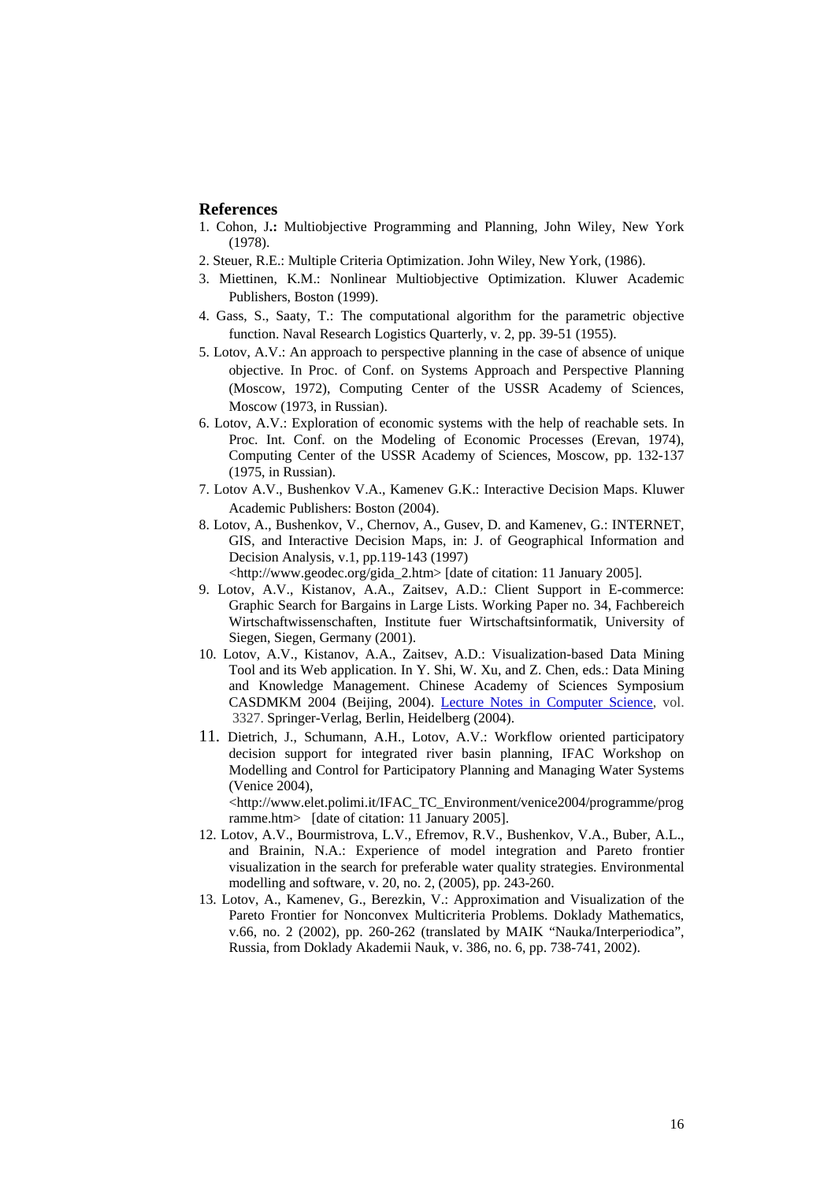## References

1. Cohon, J.**:** Multiobjective Programming and Planning, John Wiley, New York (1978).
2. Steuer, R.E.: Multiple Criteria Optimization. John Wiley, New York, (1986).
3. Miettinen, K.M.: Nonlinear Multiobjective Optimization. Kluwer Academic Publishers, Boston (1999).
4. Gass, S., Saaty, T.: The computational algorithm for the parametric objective function. Naval Research Logistics Quarterly, v. 2, pp. 39-51 (1955).
5. Lotov, A.V.: An approach to perspective planning in the case of absence of unique objective. In Proc. of Conf. on Systems Approach and Perspective Planning (Moscow, 1972), Computing Center of the USSR Academy of Sciences, Moscow (1973, in Russian).
6. Lotov, A.V.: Exploration of economic systems with the help of reachable sets. In Proc. Int. Conf. on the Modeling of Economic Processes (Erevan, 1974), Computing Center of the USSR Academy of Sciences, Moscow, pp. 132-137 (1975, in Russian).
7. Lotov A.V., Bushenkov V.A., Kamenev G.K.: Interactive Decision Maps. Kluwer Academic Publishers: Boston (2004).
8. Lotov, A., Bushenkov, V., Chernov, A., Gusev, D. and Kamenev, G.: INTERNET, GIS, and Interactive Decision Maps, in: J. of Geographical Information and Decision Analysis, v.1, pp.119-143 (1997) <http://www.geodec.org/gida_2.htm> [date of citation: 11 January 2005].
9. Lotov, A.V., Kistanov, A.A., Zaitsev, A.D.: Client Support in E-commerce: Graphic Search for Bargains in Large Lists. Working Paper no. 34, Fachbereich Wirtschaftswissenschaften, Institute fuer Wirtschaftsinformatik, University of Siegen, Siegen, Germany (2001).
10. Lotov, A.V., Kistanov, A.A., Zaitsev, A.D.: Visualization-based Data Mining Tool and its Web application. In Y. Shi, W. Xu, and Z. Chen, eds.: Data Mining and Knowledge Management. Chinese Academy of Sciences Symposium CASDMKM 2004 (Beijing, 2004). Lecture Notes in Computer Science, vol. 3327. Springer-Verlag, Berlin, Heidelberg (2004).
11. Dietrich, J., Schumann, A.H., Lotov, A.V.: Workflow oriented participatory decision support for integrated river basin planning, IFAC Workshop on Modelling and Control for Participatory Planning and Managing Water Systems (Venice 2004), <http://www.elet.polimi.it/IFAC_TC_Environment/venice2004/programme/programme.htm> [date of citation: 11 January 2005].
12. Lotov, A.V., Bourmistrova, L.V., Efremov, R.V., Bushenkov, V.A., Buber, A.L., and Brainin, N.A.: Experience of model integration and Pareto frontier visualization in the search for preferable water quality strategies. Environmental modelling and software, v. 20, no. 2, (2005), pp. 243-260.
13. Lotov, A., Kamenev, G., Berezkin, V.: Approximation and Visualization of the Pareto Frontier for Nonconvex Multicriteria Problems. Doklady Mathematics, v.66, no. 2 (2002), pp. 260-262 (translated by MAIK "Nauka/Interperiodica", Russia, from Doklady Akademii Nauk, v. 386, no. 6, pp. 738-741, 2002).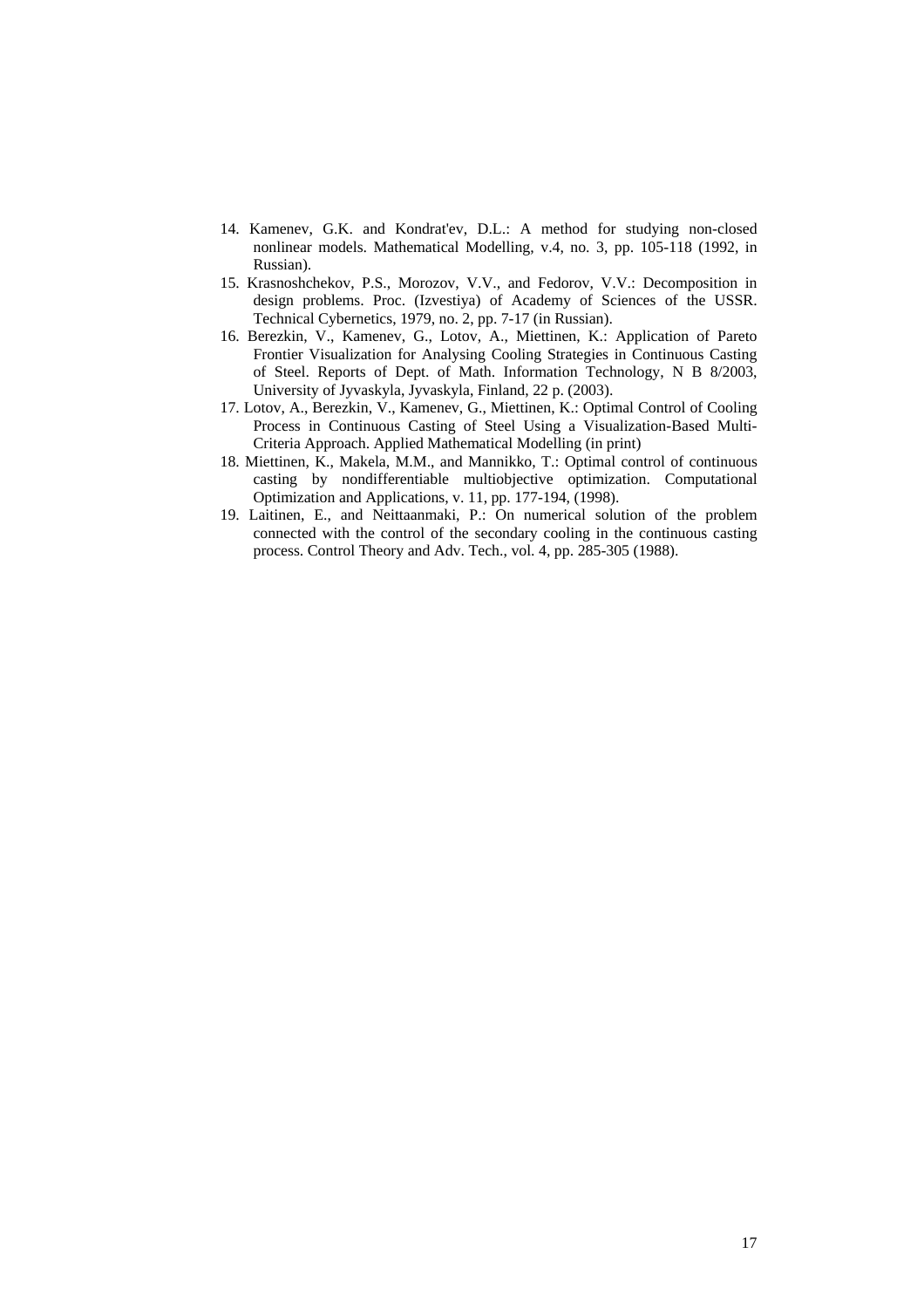14. Kamenev, G.K. and Kondrat'ev, D.L.: A method for studying non-closed nonlinear models. Mathematical Modelling, v.4, no. 3, pp. 105-118 (1992, in Russian).
15. Krasnoshchekov, P.S., Morozov, V.V., and Fedorov, V.V.: Decomposition in design problems. Proc. (Izvestiya) of Academy of Sciences of the USSR. Technical Cybernetics, 1979, no. 2, pp. 7-17 (in Russian).
16. Berezkin, V., Kamenev, G., Lotov, A., Miettinen, K.: Application of Pareto Frontier Visualization for Analysing Cooling Strategies in Continuous Casting of Steel. Reports of Dept. of Math. Information Technology, N B 8/2003, University of Jyvaskyla, Jyvaskyla, Finland, 22 p. (2003).
17. Lotov, A., Berezkin, V., Kamenev, G., Miettinen, K.: Optimal Control of Cooling Process in Continuous Casting of Steel Using a Visualization-Based Multi-Criteria Approach. Applied Mathematical Modelling (in print)
18. Miettinen, K., Makela, M.M., and Mannikko, T.: Optimal control of continuous casting by nondifferentiable multiobjective optimization. Computational Optimization and Applications, v. 11, pp. 177-194, (1998).
19. Laitinen, E., and Neittaanmaki, P.: On numerical solution of the problem connected with the control of the secondary cooling in the continuous casting process. Control Theory and Adv. Tech., vol. 4, pp. 285-305 (1988).